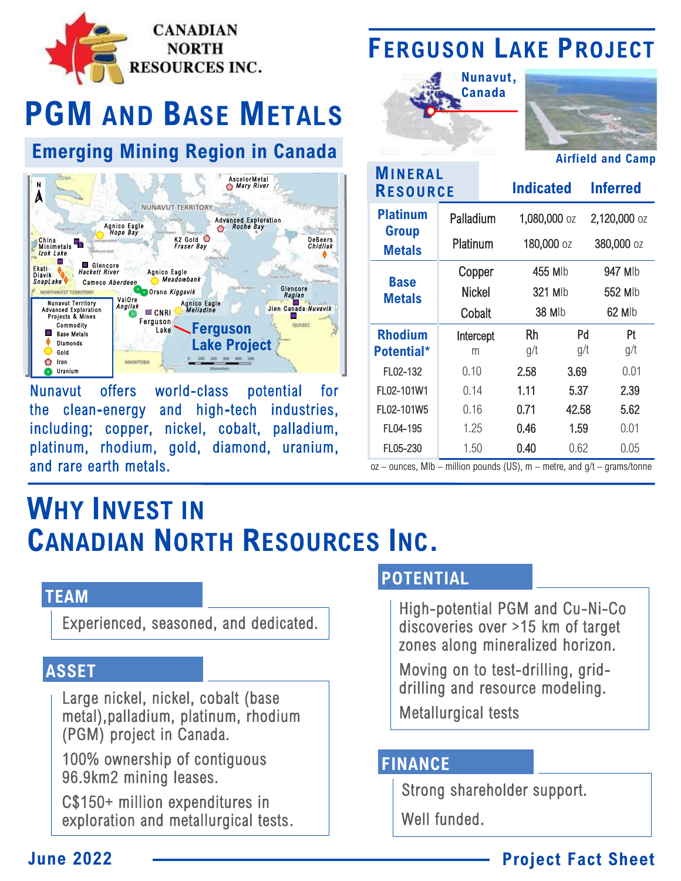CANADIAN NORTH RESOURCES INC.

# PGM and Base Metals

## Emerging Mining Region in Canada

Nunavut offers world-class potential for the clean-energy and high-tech industries, including; copper, nickel, cobalt, palladium, platinum, rhodium, gold, diamond, uranium, and rare earth metals.

# Ferguson Lake Project

Nunavut, Canada

Airfield and Camp

| Mineral Resource | | Indicated | Inferred |
|---|---|---|---|
| Platinum Group Metals | Palladium | 1,080,000 oz | 2,120,000 oz |
| | Platinum | 180,000 oz | 380,000 oz |
| Base Metals | Copper | 455 Mlb | 947 Mlb |
| | Nickel | 321 Mlb | 552 Mlb |
| | Cobalt | 38 Mlb | 62 Mlb |

| Rhodium Potential* | Intercept m | Rh g/t | Pd g/t | Pt g/t |
|---|---|---|---|---|
| FL02-132 | 0.10 | 2.58 | 3.69 | 0.01 |
| FL02-101W1 | 0.14 | 1.11 | 5.37 | 2.39 |
| FL02-101W5 | 0.16 | 0.71 | 42.58 | 5.62 |
| FL04-195 | 1.25 | 0.46 | 1.59 | 0.01 |
| FL05-230 | 1.50 | 0.40 | 0.62 | 0.05 |

oz – ounces, Mlb – million pounds (US), m – metre, and g/t – grams/tonne

# Why Invest in Canadian North Resources Inc.

## Team

Experienced, seasoned, and dedicated.

## Asset

Large nickel, nickel, cobalt (base metal),palladium, platinum, rhodium (PGM) project in Canada.

100% ownership of contiguous 96.9km2 mining leases.

C$150+ million expenditures in exploration and metallurgical tests.

## Potential

High-potential PGM and Cu-Ni-Co discoveries over >15 km of target zones along mineralized horizon.

Moving on to test-drilling, grid-drilling and resource modeling.

Metallurgical tests

## Finance

Strong shareholder support.

Well funded.

June 2022

Project Fact Sheet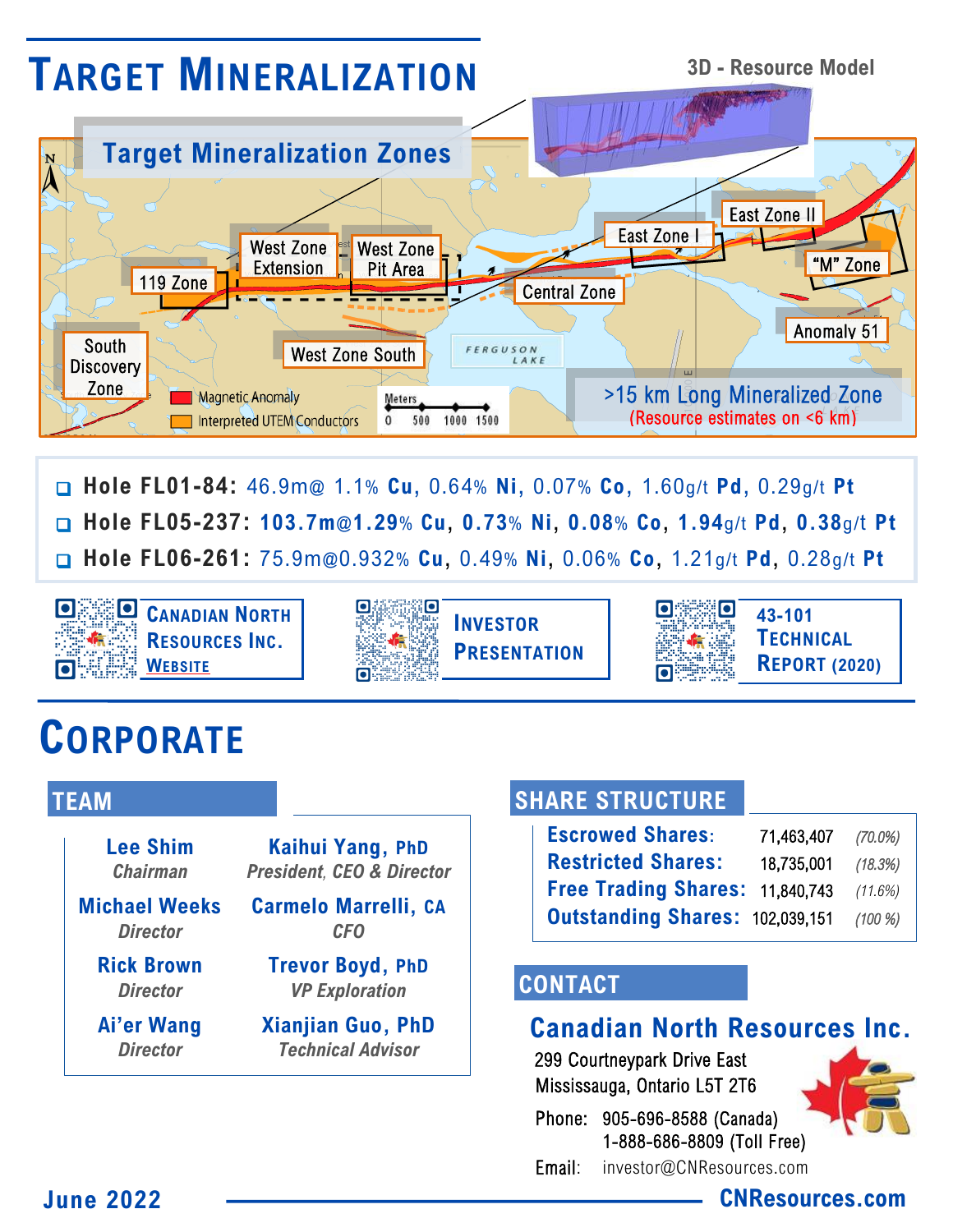# TARGET MINERALIZATION

3D - Resource Model

## Target Mineralization Zones

West Zone Extension
West Zone Pit Area
119 Zone
East Zone I
East Zone II
"M" Zone
Central Zone
South Discovery Zone
West Zone South
Anomaly 51
FERGUSON LAKE
Magnetic Anomaly
Interpreted UTEM Conductors
Meters
0 500 1000 1500

>15 km Long Mineralized Zone
(Resource estimates on <6 km)

- **Hole FL01-84:** 46.9m@ 1.1% **Cu**, 0.64% **Ni**, 0.07% **Co**, 1.60g/t **Pd**, 0.29g/t **Pt**
- **Hole FL05-237: 103.7m@1.29% Cu, 0.73% Ni, 0.08% Co, 1.94g/t Pd, 0.38g/t Pt**
- **Hole FL06-261:** 75.9m@0.932% **Cu**, 0.49% **Ni**, 0.06% **Co**, 1.21g/t **Pd**, 0.28g/t **Pt**

CANADIAN NORTH RESOURCES INC. WEBSITE

INVESTOR PRESENTATION

43-101 TECHNICAL REPORT (2020)

# CORPORATE

## TEAM

**Lee Shim**
*Chairman*

**Kaihui Yang, PhD**
*President, CEO & Director*

**Michael Weeks**
*Director*

**Carmelo Marrelli, CA**
*CFO*

**Rick Brown**
*Director*

**Trevor Boyd, PhD**
*VP Exploration*

**Ai'er Wang**
*Director*

**Xianjian Guo, PhD**
*Technical Advisor*

## SHARE STRUCTURE

| | | |
|---|---|---|
| **Escrowed Shares:** | 71,463,407 | *(70.0%)* |
| **Restricted Shares:** | 18,735,001 | *(18.3%)* |
| **Free Trading Shares:** | 11,840,743 | *(11.6%)* |
| **Outstanding Shares:** | 102,039,151 | *(100 %)* |

## CONTACT

**Canadian North Resources Inc.**

299 Courtneypark Drive East
Mississauga, Ontario L5T 2T6

Phone: 905-696-8588 (Canada)
1-888-686-8809 (Toll Free)

Email: investor@CNResources.com

**June 2022**

**CNResources.com**